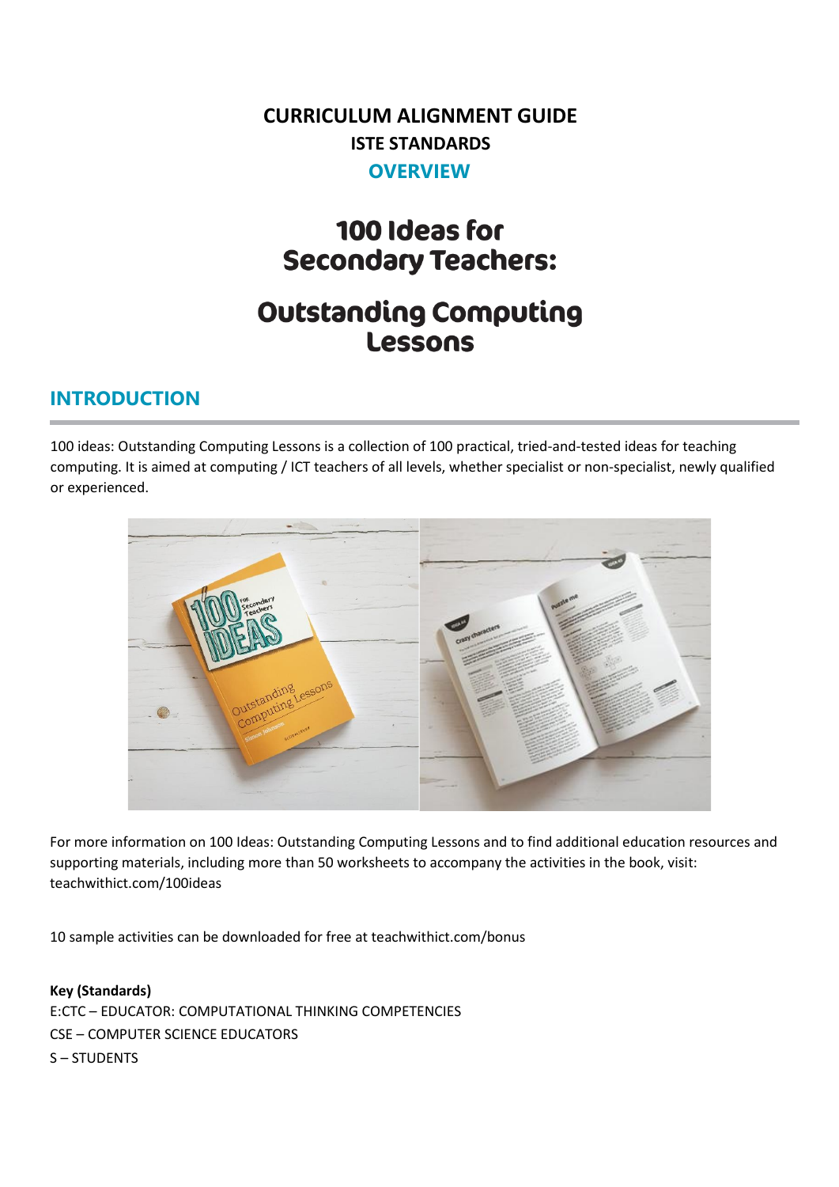**CURRICULUM ALIGNMENT GUIDE**

**ISTE STANDARDS**

**OVERVIEW**

# 100 Ideas for Secondary Teachers:

# Outstanding Computing Lessons

## INTRODUCTION

100 ideas: Outstanding Computing Lessons is a collection of 100 practical, tried-and-tested ideas for teaching computing. It is aimed at computing / ICT teachers of all levels, whether specialist or non-specialist, newly qualified or experienced.

For more information on 100 Ideas: Outstanding Computing Lessons and to find additional education resources and supporting materials, including more than 50 worksheets to accompany the activities in the book, visit: teachwithict.com/100ideas

10 sample activities can be downloaded for free at teachwithict.com/bonus

**Key (Standards)**

E:CTC – EDUCATOR: COMPUTATIONAL THINKING COMPETENCIES

CSE – COMPUTER SCIENCE EDUCATORS

S – STUDENTS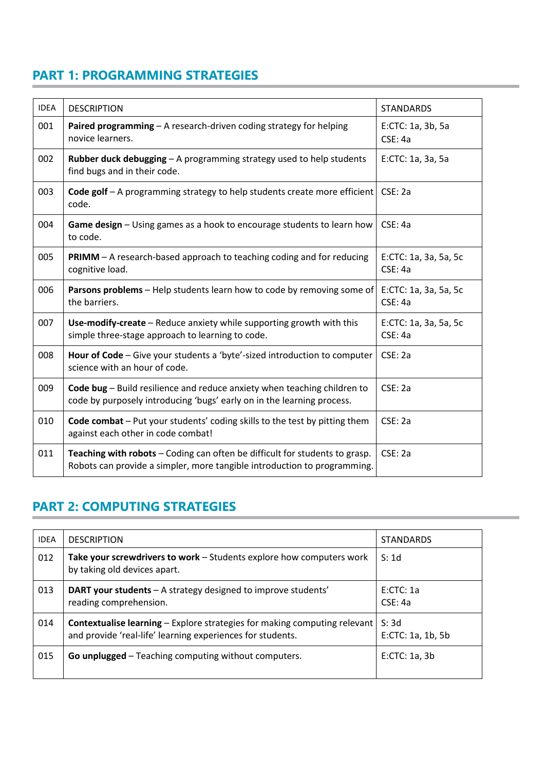## PART 1: PROGRAMMING STRATEGIES

| IDEA | DESCRIPTION | STANDARDS |
| --- | --- | --- |
| 001 | **Paired programming** – A research-driven coding strategy for helping novice learners. | E:CTC: 1a, 3b, 5a<br>CSE: 4a |
| 002 | **Rubber duck debugging** – A programming strategy used to help students find bugs and in their code. | E:CTC: 1a, 3a, 5a |
| 003 | **Code golf** – A programming strategy to help students create more efficient code. | CSE: 2a |
| 004 | **Game design** – Using games as a hook to encourage students to learn how to code. | CSE: 4a |
| 005 | **PRIMM** – A research-based approach to teaching coding and for reducing cognitive load. | E:CTC: 1a, 3a, 5a, 5c<br>CSE: 4a |
| 006 | **Parsons problems** – Help students learn how to code by removing some of the barriers. | E:CTC: 1a, 3a, 5a, 5c<br>CSE: 4a |
| 007 | **Use-modify-create** – Reduce anxiety while supporting growth with this simple three-stage approach to learning to code. | E:CTC: 1a, 3a, 5a, 5c<br>CSE: 4a |
| 008 | **Hour of Code** – Give your students a 'byte'-sized introduction to computer science with an hour of code. | CSE: 2a |
| 009 | **Code bug** – Build resilience and reduce anxiety when teaching children to code by purposely introducing 'bugs' early on in the learning process. | CSE: 2a |
| 010 | **Code combat** – Put your students' coding skills to the test by pitting them against each other in code combat! | CSE: 2a |
| 011 | **Teaching with robots** – Coding can often be difficult for students to grasp. Robots can provide a simpler, more tangible introduction to programming. | CSE: 2a |

## PART 2: COMPUTING STRATEGIES

| IDEA | DESCRIPTION | STANDARDS |
| --- | --- | --- |
| 012 | **Take your screwdrivers to work** – Students explore how computers work by taking old devices apart. | S: 1d |
| 013 | **DART your students** – A strategy designed to improve students' reading comprehension. | E:CTC: 1a<br>CSE: 4a |
| 014 | **Contextualise learning** – Explore strategies for making computing relevant and provide 'real-life' learning experiences for students. | S: 3d<br>E:CTC: 1a, 1b, 5b |
| 015 | **Go unplugged** – Teaching computing without computers. | E:CTC: 1a, 3b |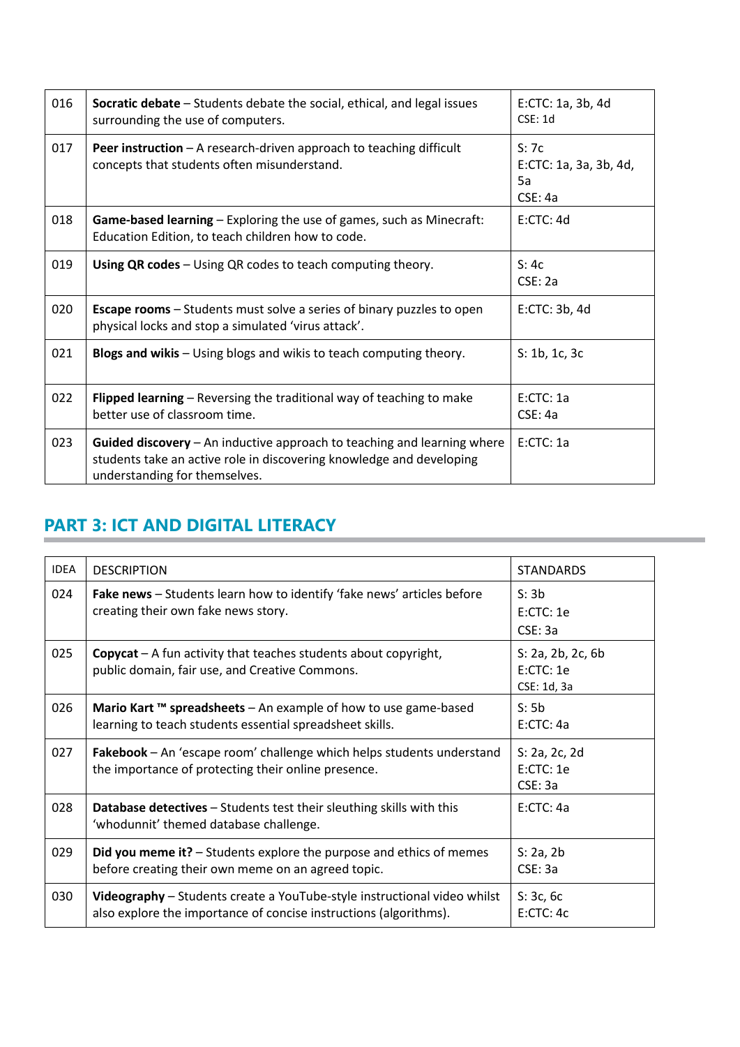| | | |
|---|---|---|
| 016 | **Socratic debate** – Students debate the social, ethical, and legal issues surrounding the use of computers. | E:CTC: 1a, 3b, 4d<br>CSE: 1d |
| 017 | **Peer instruction** – A research-driven approach to teaching difficult concepts that students often misunderstand. | S: 7c<br>E:CTC: 1a, 3a, 3b, 4d, 5a<br>CSE: 4a |
| 018 | **Game-based learning** – Exploring the use of games, such as Minecraft: Education Edition, to teach children how to code. | E:CTC: 4d |
| 019 | **Using QR codes** – Using QR codes to teach computing theory. | S: 4c<br>CSE: 2a |
| 020 | **Escape rooms** – Students must solve a series of binary puzzles to open physical locks and stop a simulated 'virus attack'. | E:CTC: 3b, 4d |
| 021 | **Blogs and wikis** – Using blogs and wikis to teach computing theory. | S: 1b, 1c, 3c |
| 022 | **Flipped learning** – Reversing the traditional way of teaching to make better use of classroom time. | E:CTC: 1a<br>CSE: 4a |
| 023 | **Guided discovery** – An inductive approach to teaching and learning where students take an active role in discovering knowledge and developing understanding for themselves. | E:CTC: 1a |

## PART 3: ICT AND DIGITAL LITERACY

| IDEA | DESCRIPTION | STANDARDS |
|---|---|---|
| 024 | **Fake news** – Students learn how to identify 'fake news' articles before creating their own fake news story. | S: 3b<br>E:CTC: 1e<br>CSE: 3a |
| 025 | **Copycat** – A fun activity that teaches students about copyright, public domain, fair use, and Creative Commons. | S: 2a, 2b, 2c, 6b<br>E:CTC: 1e<br>CSE: 1d, 3a |
| 026 | **Mario Kart ™ spreadsheets** – An example of how to use game-based learning to teach students essential spreadsheet skills. | S: 5b<br>E:CTC: 4a |
| 027 | **Fakebook** – An 'escape room' challenge which helps students understand the importance of protecting their online presence. | S: 2a, 2c, 2d<br>E:CTC: 1e<br>CSE: 3a |
| 028 | **Database detectives** – Students test their sleuthing skills with this 'whodunnit' themed database challenge. | E:CTC: 4a |
| 029 | **Did you meme it?** – Students explore the purpose and ethics of memes before creating their own meme on an agreed topic. | S: 2a, 2b<br>CSE: 3a |
| 030 | **Videography** – Students create a YouTube-style instructional video whilst also explore the importance of concise instructions (algorithms). | S: 3c, 6c<br>E:CTC: 4c |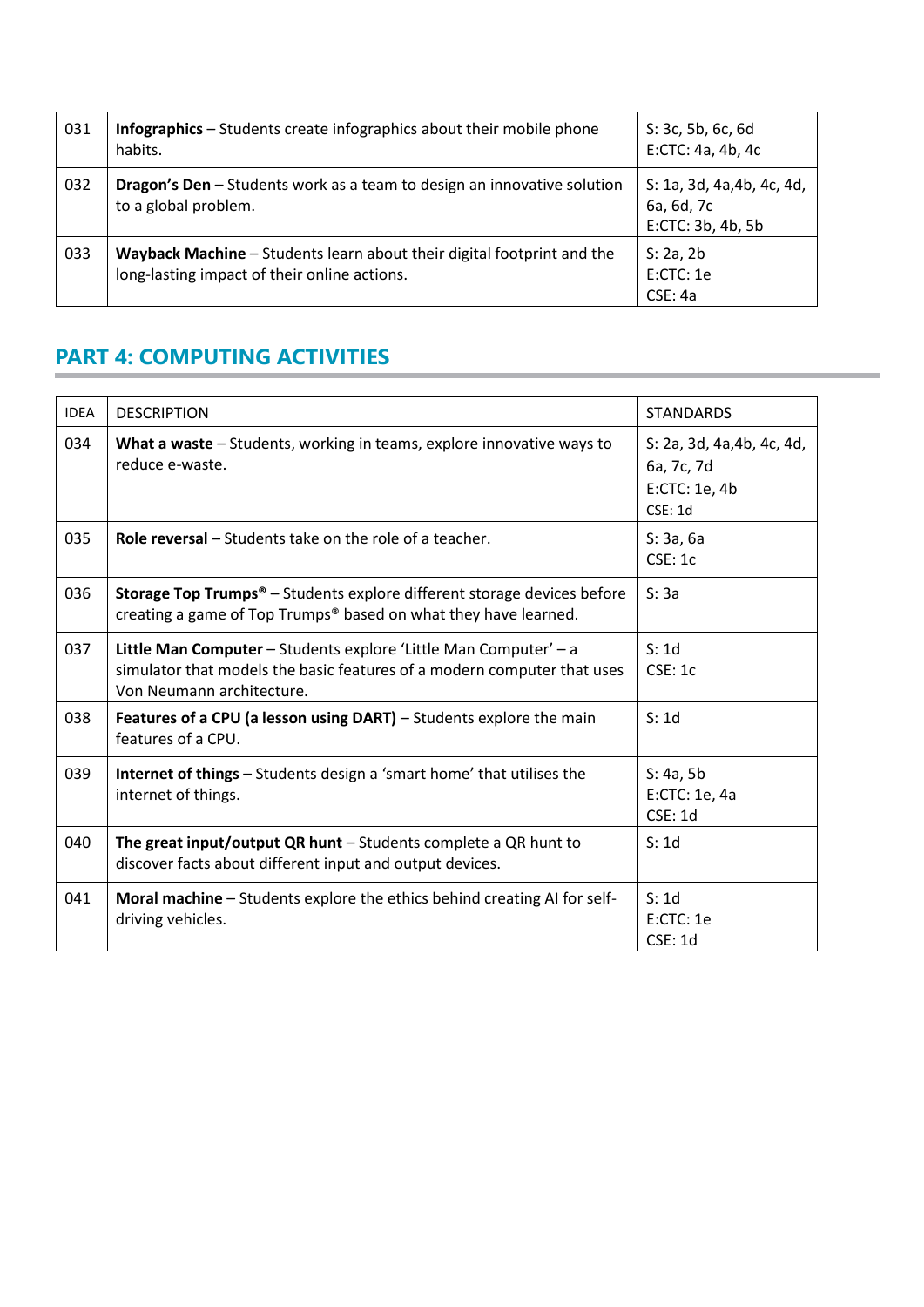| | | |
|---|---|---|
| 031 | **Infographics** – Students create infographics about their mobile phone habits. | S: 3c, 5b, 6c, 6d<br>E:CTC: 4a, 4b, 4c |
| 032 | **Dragon's Den** – Students work as a team to design an innovative solution to a global problem. | S: 1a, 3d, 4a,4b, 4c, 4d, 6a, 6d, 7c<br>E:CTC: 3b, 4b, 5b |
| 033 | **Wayback Machine** – Students learn about their digital footprint and the long-lasting impact of their online actions. | S: 2a, 2b<br>E:CTC: 1e<br>CSE: 4a |

## PART 4: COMPUTING ACTIVITIES

| IDEA | DESCRIPTION | STANDARDS |
|---|---|---|
| 034 | **What a waste** – Students, working in teams, explore innovative ways to reduce e-waste. | S: 2a, 3d, 4a,4b, 4c, 4d, 6a, 7c, 7d<br>E:CTC: 1e, 4b<br>CSE: 1d |
| 035 | **Role reversal** – Students take on the role of a teacher. | S: 3a, 6a<br>CSE: 1c |
| 036 | **Storage Top Trumps®** – Students explore different storage devices before creating a game of Top Trumps® based on what they have learned. | S: 3a |
| 037 | **Little Man Computer** – Students explore 'Little Man Computer' – a simulator that models the basic features of a modern computer that uses Von Neumann architecture. | S: 1d<br>CSE: 1c |
| 038 | **Features of a CPU (a lesson using DART)** – Students explore the main features of a CPU. | S: 1d |
| 039 | **Internet of things** – Students design a 'smart home' that utilises the internet of things. | S: 4a, 5b<br>E:CTC: 1e, 4a<br>CSE: 1d |
| 040 | **The great input/output QR hunt** – Students complete a QR hunt to discover facts about different input and output devices. | S: 1d |
| 041 | **Moral machine** – Students explore the ethics behind creating AI for self-driving vehicles. | S: 1d<br>E:CTC: 1e<br>CSE: 1d |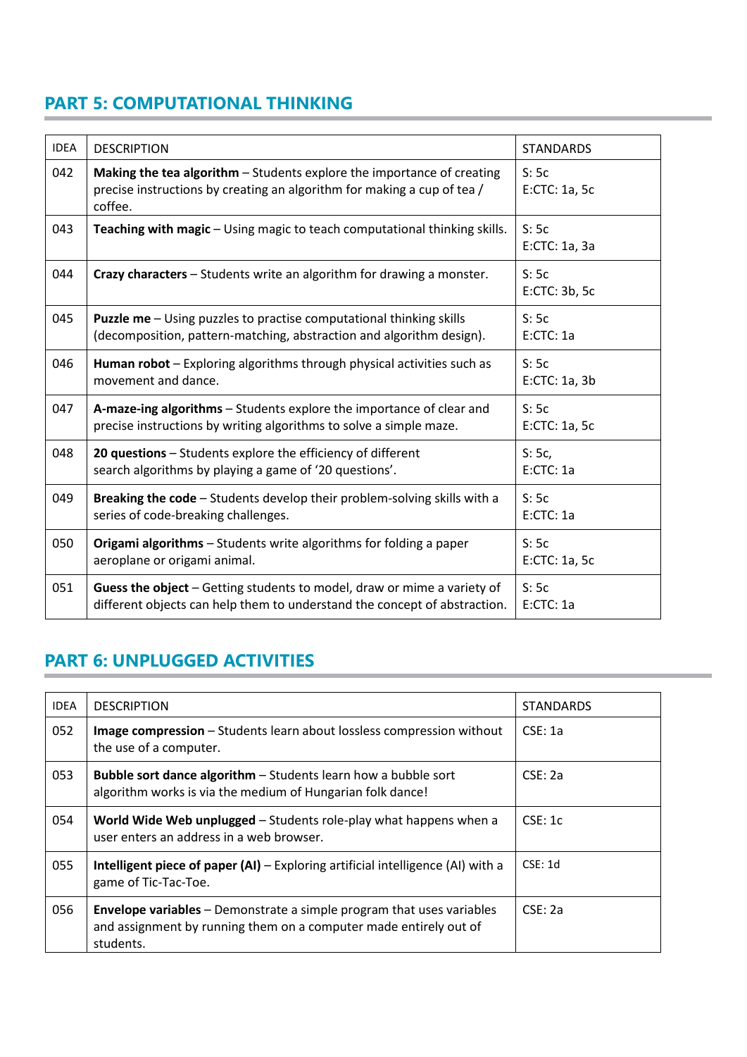## PART 5: COMPUTATIONAL THINKING

| IDEA | DESCRIPTION | STANDARDS |
|---|---|---|
| 042 | **Making the tea algorithm** – Students explore the importance of creating precise instructions by creating an algorithm for making a cup of tea / coffee. | S: 5c<br>E:CTC: 1a, 5c |
| 043 | **Teaching with magic** – Using magic to teach computational thinking skills. | S: 5c<br>E:CTC: 1a, 3a |
| 044 | **Crazy characters** – Students write an algorithm for drawing a monster. | S: 5c<br>E:CTC: 3b, 5c |
| 045 | **Puzzle me** – Using puzzles to practise computational thinking skills (decomposition, pattern-matching, abstraction and algorithm design). | S: 5c<br>E:CTC: 1a |
| 046 | **Human robot** – Exploring algorithms through physical activities such as movement and dance. | S: 5c<br>E:CTC: 1a, 3b |
| 047 | **A-maze-ing algorithms** – Students explore the importance of clear and precise instructions by writing algorithms to solve a simple maze. | S: 5c<br>E:CTC: 1a, 5c |
| 048 | **20 questions** – Students explore the efficiency of different search algorithms by playing a game of '20 questions'. | S: 5c,<br>E:CTC: 1a |
| 049 | **Breaking the code** – Students develop their problem-solving skills with a series of code-breaking challenges. | S: 5c<br>E:CTC: 1a |
| 050 | **Origami algorithms** – Students write algorithms for folding a paper aeroplane or origami animal. | S: 5c<br>E:CTC: 1a, 5c |
| 051 | **Guess the object** – Getting students to model, draw or mime a variety of different objects can help them to understand the concept of abstraction. | S: 5c<br>E:CTC: 1a |

## PART 6: UNPLUGGED ACTIVITIES

| IDEA | DESCRIPTION | STANDARDS |
|---|---|---|
| 052 | **Image compression** – Students learn about lossless compression without the use of a computer. | CSE: 1a |
| 053 | **Bubble sort dance algorithm** – Students learn how a bubble sort algorithm works is via the medium of Hungarian folk dance! | CSE: 2a |
| 054 | **World Wide Web unplugged** – Students role-play what happens when a user enters an address in a web browser. | CSE: 1c |
| 055 | **Intelligent piece of paper (AI)** – Exploring artificial intelligence (AI) with a game of Tic-Tac-Toe. | CSE: 1d |
| 056 | **Envelope variables** – Demonstrate a simple program that uses variables and assignment by running them on a computer made entirely out of students. | CSE: 2a |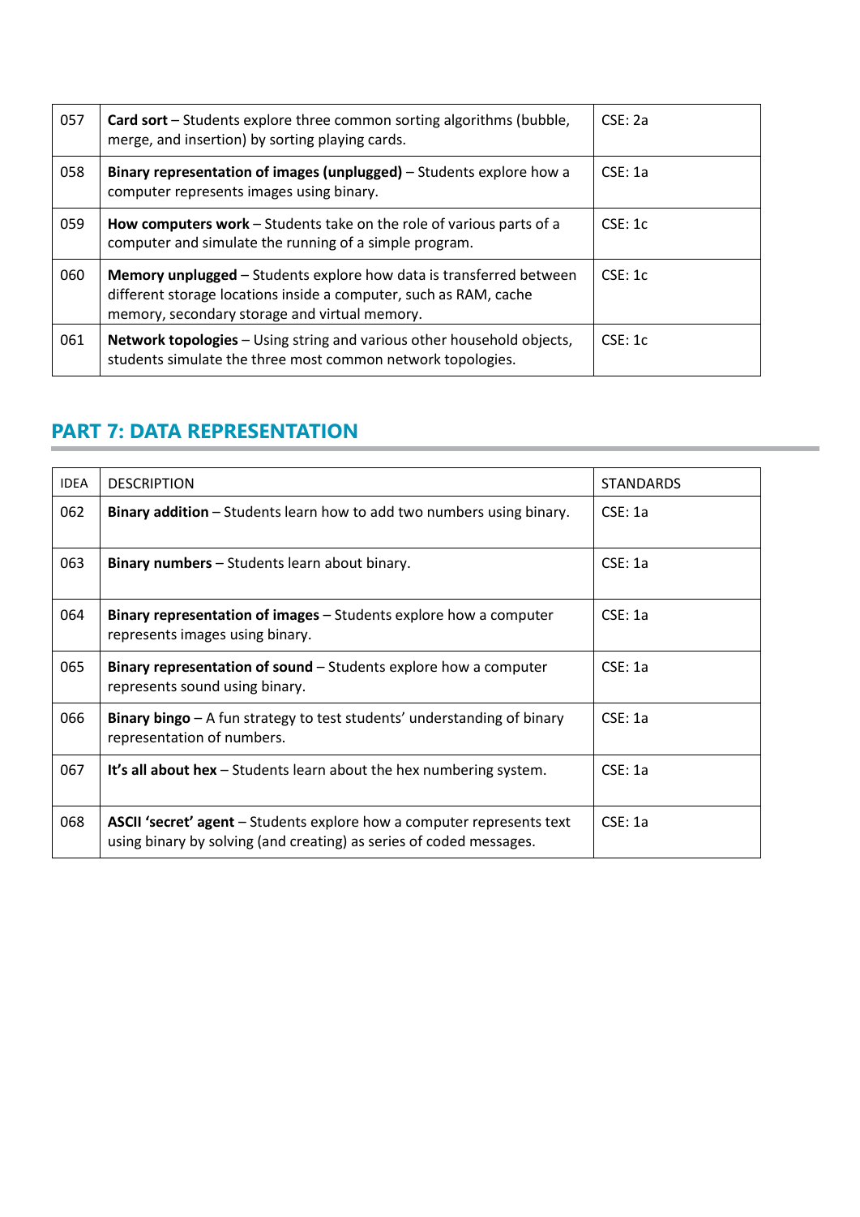| | | |
|---|---|---|
| 057 | **Card sort** – Students explore three common sorting algorithms (bubble, merge, and insertion) by sorting playing cards. | CSE: 2a |
| 058 | **Binary representation of images (unplugged)** – Students explore how a computer represents images using binary. | CSE: 1a |
| 059 | **How computers work** – Students take on the role of various parts of a computer and simulate the running of a simple program. | CSE: 1c |
| 060 | **Memory unplugged** – Students explore how data is transferred between different storage locations inside a computer, such as RAM, cache memory, secondary storage and virtual memory. | CSE: 1c |
| 061 | **Network topologies** – Using string and various other household objects, students simulate the three most common network topologies. | CSE: 1c |

## PART 7: DATA REPRESENTATION

| IDEA | DESCRIPTION | STANDARDS |
|---|---|---|
| 062 | **Binary addition** – Students learn how to add two numbers using binary. | CSE: 1a |
| 063 | **Binary numbers** – Students learn about binary. | CSE: 1a |
| 064 | **Binary representation of images** – Students explore how a computer represents images using binary. | CSE: 1a |
| 065 | **Binary representation of sound** – Students explore how a computer represents sound using binary. | CSE: 1a |
| 066 | **Binary bingo** – A fun strategy to test students' understanding of binary representation of numbers. | CSE: 1a |
| 067 | **It's all about hex** – Students learn about the hex numbering system. | CSE: 1a |
| 068 | **ASCII 'secret' agent** – Students explore how a computer represents text using binary by solving (and creating) as series of coded messages. | CSE: 1a |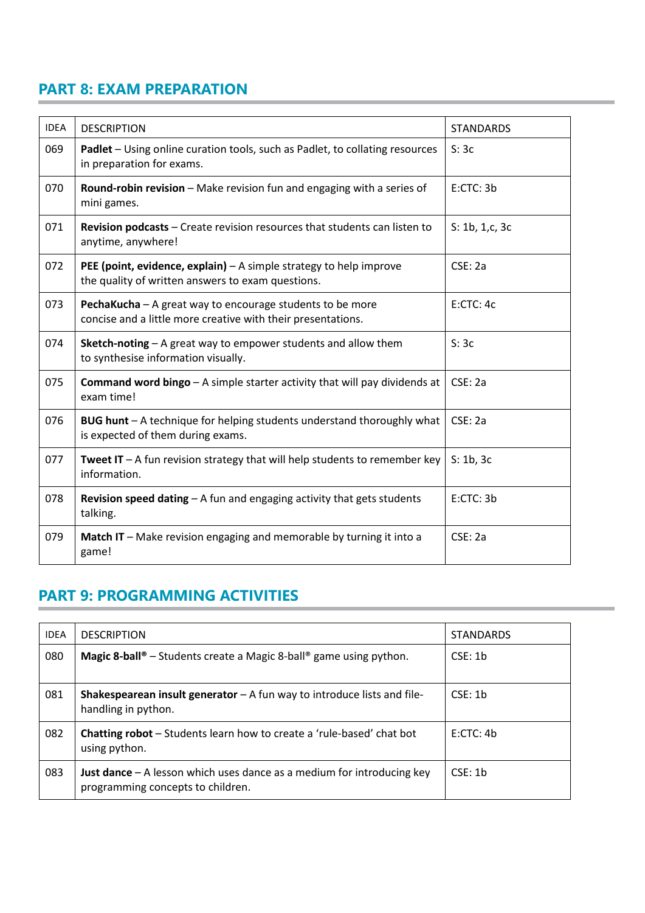## PART 8: EXAM PREPARATION

| IDEA | DESCRIPTION | STANDARDS |
|---|---|---|
| 069 | **Padlet** – Using online curation tools, such as Padlet, to collating resources in preparation for exams. | S: 3c |
| 070 | **Round-robin revision** – Make revision fun and engaging with a series of mini games. | E:CTC: 3b |
| 071 | **Revision podcasts** – Create revision resources that students can listen to anytime, anywhere! | S: 1b, 1,c, 3c |
| 072 | **PEE (point, evidence, explain)** – A simple strategy to help improve the quality of written answers to exam questions. | CSE: 2a |
| 073 | **PechaKucha** – A great way to encourage students to be more concise and a little more creative with their presentations. | E:CTC: 4c |
| 074 | **Sketch-noting** – A great way to empower students and allow them to synthesise information visually. | S: 3c |
| 075 | **Command word bingo** – A simple starter activity that will pay dividends at exam time! | CSE: 2a |
| 076 | **BUG hunt** – A technique for helping students understand thoroughly what is expected of them during exams. | CSE: 2a |
| 077 | **Tweet IT** – A fun revision strategy that will help students to remember key information. | S: 1b, 3c |
| 078 | **Revision speed dating** – A fun and engaging activity that gets students talking. | E:CTC: 3b |
| 079 | **Match IT** – Make revision engaging and memorable by turning it into a game! | CSE: 2a |

## PART 9: PROGRAMMING ACTIVITIES

| IDEA | DESCRIPTION | STANDARDS |
|---|---|---|
| 080 | **Magic 8-ball®** – Students create a Magic 8-ball® game using python. | CSE: 1b |
| 081 | **Shakespearean insult generator** – A fun way to introduce lists and file-handling in python. | CSE: 1b |
| 082 | **Chatting robot** – Students learn how to create a 'rule-based' chat bot using python. | E:CTC: 4b |
| 083 | **Just dance** – A lesson which uses dance as a medium for introducing key programming concepts to children. | CSE: 1b |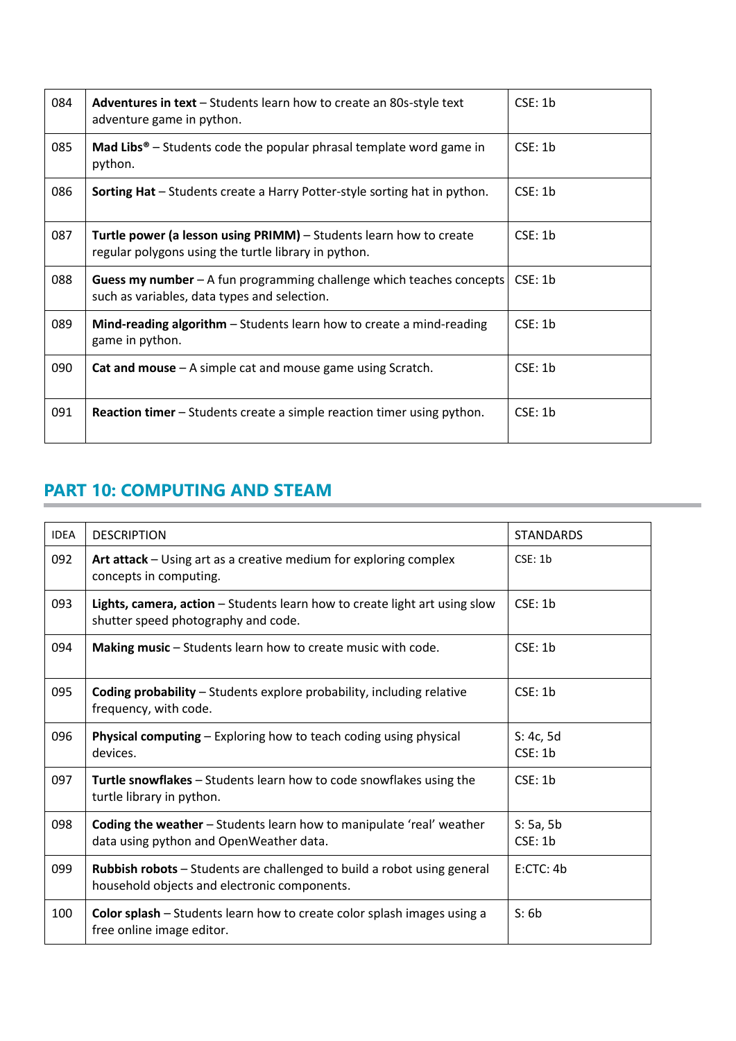| | | |
|---|---|---|
| 084 | **Adventures in text** – Students learn how to create an 80s-style text adventure game in python. | CSE: 1b |
| 085 | **Mad Libs®** – Students code the popular phrasal template word game in python. | CSE: 1b |
| 086 | **Sorting Hat** – Students create a Harry Potter-style sorting hat in python. | CSE: 1b |
| 087 | **Turtle power (a lesson using PRIMM)** – Students learn how to create regular polygons using the turtle library in python. | CSE: 1b |
| 088 | **Guess my number** – A fun programming challenge which teaches concepts such as variables, data types and selection. | CSE: 1b |
| 089 | **Mind-reading algorithm** – Students learn how to create a mind-reading game in python. | CSE: 1b |
| 090 | **Cat and mouse** – A simple cat and mouse game using Scratch. | CSE: 1b |
| 091 | **Reaction timer** – Students create a simple reaction timer using python. | CSE: 1b |

## PART 10: COMPUTING AND STEAM

| IDEA | DESCRIPTION | STANDARDS |
|---|---|---|
| 092 | **Art attack** – Using art as a creative medium for exploring complex concepts in computing. | CSE: 1b |
| 093 | **Lights, camera, action** – Students learn how to create light art using slow shutter speed photography and code. | CSE: 1b |
| 094 | **Making music** – Students learn how to create music with code. | CSE: 1b |
| 095 | **Coding probability** – Students explore probability, including relative frequency, with code. | CSE: 1b |
| 096 | **Physical computing** – Exploring how to teach coding using physical devices. | S: 4c, 5d<br>CSE: 1b |
| 097 | **Turtle snowflakes** – Students learn how to code snowflakes using the turtle library in python. | CSE: 1b |
| 098 | **Coding the weather** – Students learn how to manipulate 'real' weather data using python and OpenWeather data. | S: 5a, 5b<br>CSE: 1b |
| 099 | **Rubbish robots** – Students are challenged to build a robot using general household objects and electronic components. | E:CTC: 4b |
| 100 | **Color splash** – Students learn how to create color splash images using a free online image editor. | S: 6b |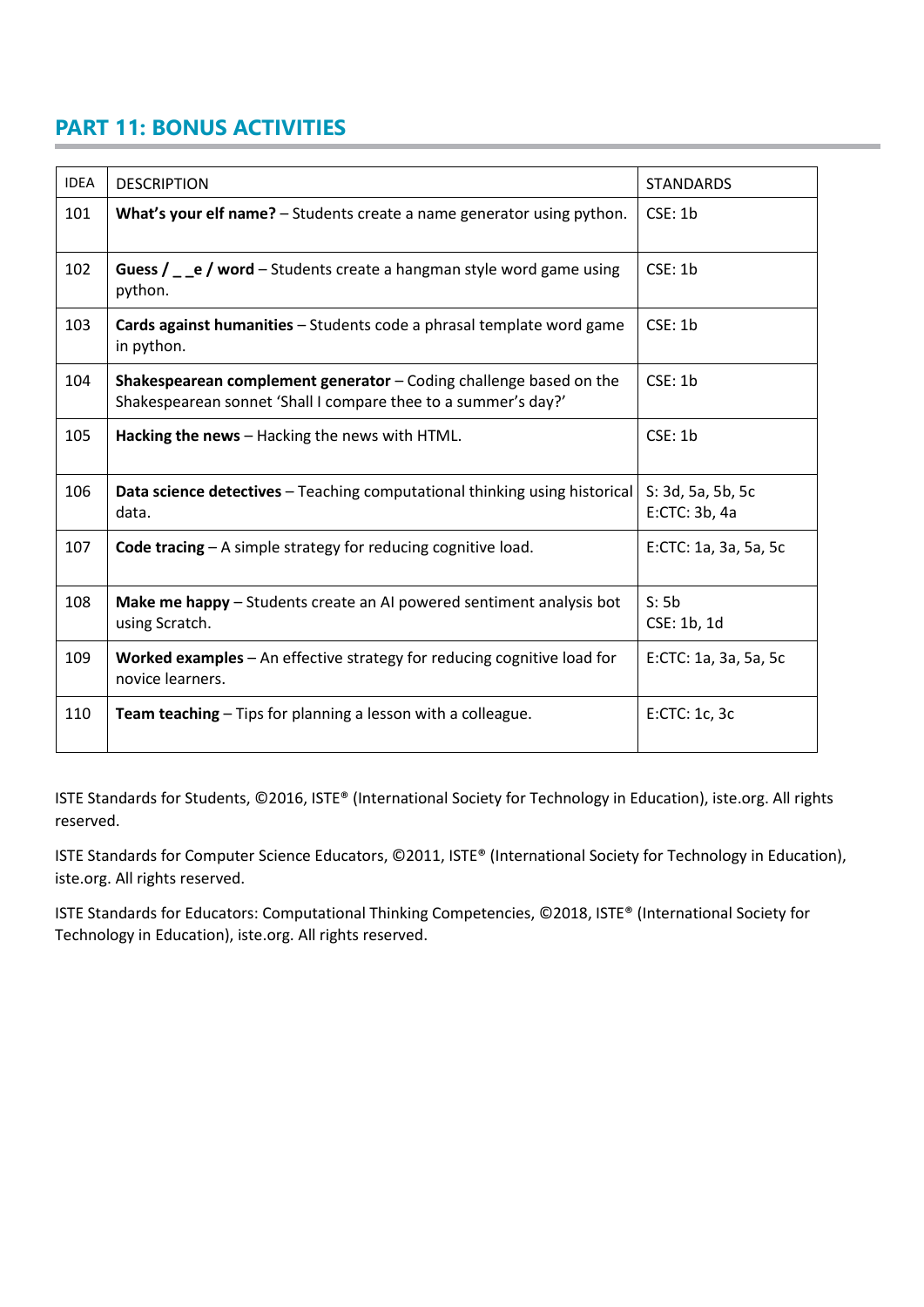## PART 11: BONUS ACTIVITIES

| IDEA | DESCRIPTION | STANDARDS |
|---|---|---|
| 101 | **What's your elf name?** – Students create a name generator using python. | CSE: 1b |
| 102 | **Guess / _ _e / word** – Students create a hangman style word game using python. | CSE: 1b |
| 103 | **Cards against humanities** – Students code a phrasal template word game in python. | CSE: 1b |
| 104 | **Shakespearean complement generator** – Coding challenge based on the Shakespearean sonnet 'Shall I compare thee to a summer's day?' | CSE: 1b |
| 105 | **Hacking the news** – Hacking the news with HTML. | CSE: 1b |
| 106 | **Data science detectives** – Teaching computational thinking using historical data. | S: 3d, 5a, 5b, 5c<br>E:CTC: 3b, 4a |
| 107 | **Code tracing** – A simple strategy for reducing cognitive load. | E:CTC: 1a, 3a, 5a, 5c |
| 108 | **Make me happy** – Students create an AI powered sentiment analysis bot using Scratch. | S: 5b<br>CSE: 1b, 1d |
| 109 | **Worked examples** – An effective strategy for reducing cognitive load for novice learners. | E:CTC: 1a, 3a, 5a, 5c |
| 110 | **Team teaching** – Tips for planning a lesson with a colleague. | E:CTC: 1c, 3c |

ISTE Standards for Students, ©2016, ISTE® (International Society for Technology in Education), iste.org. All rights reserved.

ISTE Standards for Computer Science Educators, ©2011, ISTE® (International Society for Technology in Education), iste.org. All rights reserved.

ISTE Standards for Educators: Computational Thinking Competencies, ©2018, ISTE® (International Society for Technology in Education), iste.org. All rights reserved.